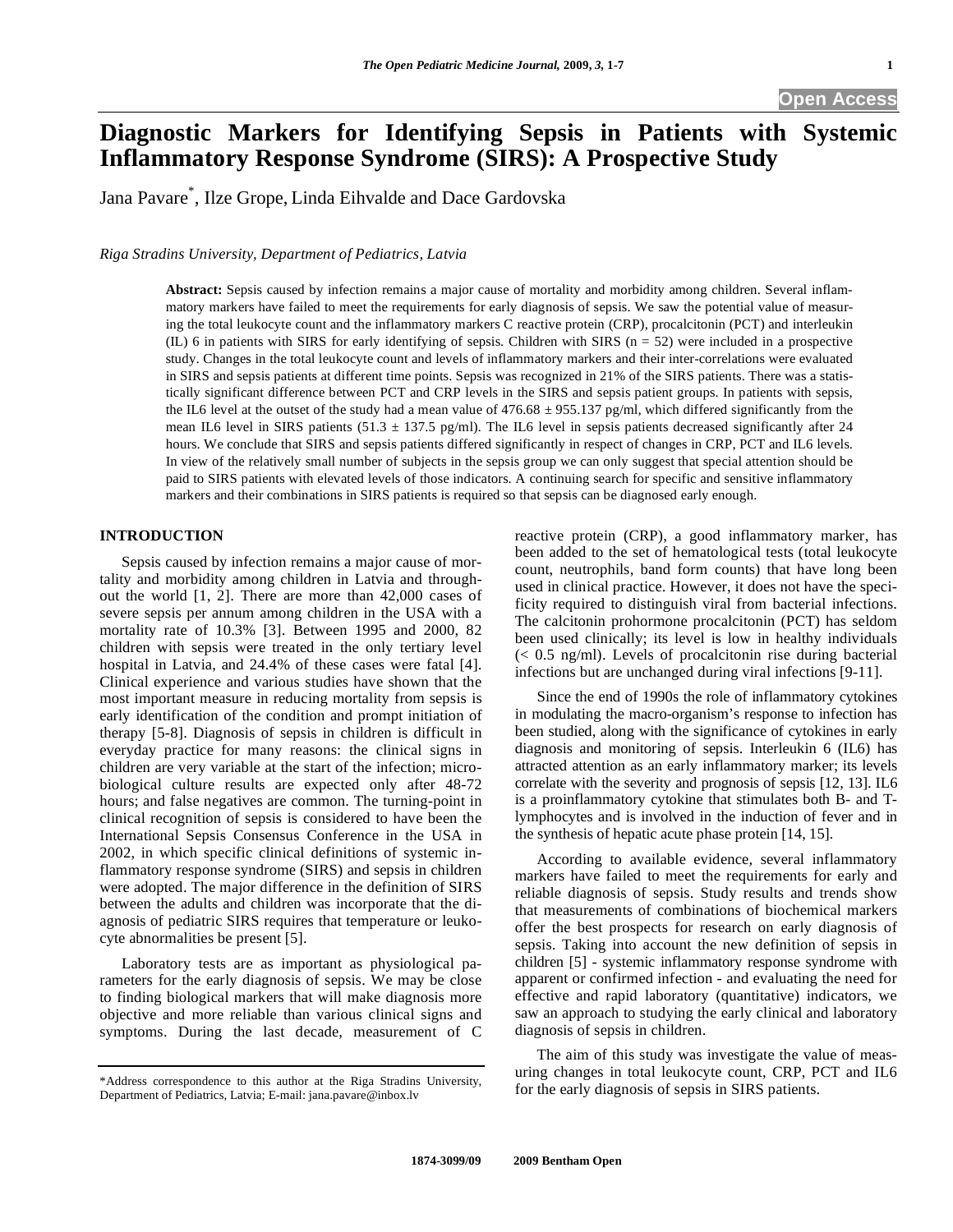# Diagnostic Markers for Identifying Sepsis in Patients with Systemic Inflammatory Response Syndrome (SIRS): A Prospective Study

Jana Pavare*, Ilze Grope, Linda Eihvalde and Dace Gardovska

*Riga Stradins University, Department of Pediatrics, Latvia*

**Abstract:** Sepsis caused by infection remains a major cause of mortality and morbidity among children. Several inflammatory markers have failed to meet the requirements for early diagnosis of sepsis. We saw the potential value of measuring the total leukocyte count and the inflammatory markers C reactive protein (CRP), procalcitonin (PCT) and interleukin (IL) 6 in patients with SIRS for early identifying of sepsis. Children with SIRS (n = 52) were included in a prospective study. Changes in the total leukocyte count and levels of inflammatory markers and their inter-correlations were evaluated in SIRS and sepsis patients at different time points. Sepsis was recognized in 21% of the SIRS patients. There was a statistically significant difference between PCT and CRP levels in the SIRS and sepsis patient groups. In patients with sepsis, the IL6 level at the outset of the study had a mean value of 476.68 ± 955.137 pg/ml, which differed significantly from the mean IL6 level in SIRS patients (51.3 ± 137.5 pg/ml). The IL6 level in sepsis patients decreased significantly after 24 hours. We conclude that SIRS and sepsis patients differed significantly in respect of changes in CRP, PCT and IL6 levels. In view of the relatively small number of subjects in the sepsis group we can only suggest that special attention should be paid to SIRS patients with elevated levels of those indicators. A continuing search for specific and sensitive inflammatory markers and their combinations in SIRS patients is required so that sepsis can be diagnosed early enough.

## INTRODUCTION

Sepsis caused by infection remains a major cause of mortality and morbidity among children in Latvia and throughout the world [1, 2]. There are more than 42,000 cases of severe sepsis per annum among children in the USA with a mortality rate of 10.3% [3]. Between 1995 and 2000, 82 children with sepsis were treated in the only tertiary level hospital in Latvia, and 24.4% of these cases were fatal [4]. Clinical experience and various studies have shown that the most important measure in reducing mortality from sepsis is early identification of the condition and prompt initiation of therapy [5-8]. Diagnosis of sepsis in children is difficult in everyday practice for many reasons: the clinical signs in children are very variable at the start of the infection; microbiological culture results are expected only after 48-72 hours; and false negatives are common. The turning-point in clinical recognition of sepsis is considered to have been the International Sepsis Consensus Conference in the USA in 2002, in which specific clinical definitions of systemic inflammatory response syndrome (SIRS) and sepsis in children were adopted. The major difference in the definition of SIRS between the adults and children was incorporate that the diagnosis of pediatric SIRS requires that temperature or leukocyte abnormalities be present [5].

Laboratory tests are as important as physiological parameters for the early diagnosis of sepsis. We may be close to finding biological markers that will make diagnosis more objective and more reliable than various clinical signs and symptoms. During the last decade, measurement of C reactive protein (CRP), a good inflammatory marker, has been added to the set of hematological tests (total leukocyte count, neutrophils, band form counts) that have long been used in clinical practice. However, it does not have the specificity required to distinguish viral from bacterial infections. The calcitonin prohormone procalcitonin (PCT) has seldom been used clinically; its level is low in healthy individuals (< 0.5 ng/ml). Levels of procalcitonin rise during bacterial infections but are unchanged during viral infections [9-11].

Since the end of 1990s the role of inflammatory cytokines in modulating the macro-organism's response to infection has been studied, along with the significance of cytokines in early diagnosis and monitoring of sepsis. Interleukin 6 (IL6) has attracted attention as an early inflammatory marker; its levels correlate with the severity and prognosis of sepsis [12, 13]. IL6 is a proinflammatory cytokine that stimulates both B- and T-lymphocytes and is involved in the induction of fever and in the synthesis of hepatic acute phase protein [14, 15].

According to available evidence, several inflammatory markers have failed to meet the requirements for early and reliable diagnosis of sepsis. Study results and trends show that measurements of combinations of biochemical markers offer the best prospects for research on early diagnosis of sepsis. Taking into account the new definition of sepsis in children [5] - systemic inflammatory response syndrome with apparent or confirmed infection - and evaluating the need for effective and rapid laboratory (quantitative) indicators, we saw an approach to studying the early clinical and laboratory diagnosis of sepsis in children.

The aim of this study was investigate the value of measuring changes in total leukocyte count, CRP, PCT and IL6 for the early diagnosis of sepsis in SIRS patients.

*Address correspondence to this author at the Riga Stradins University, Department of Pediatrics, Latvia; E-mail: jana.pavare@inbox.lv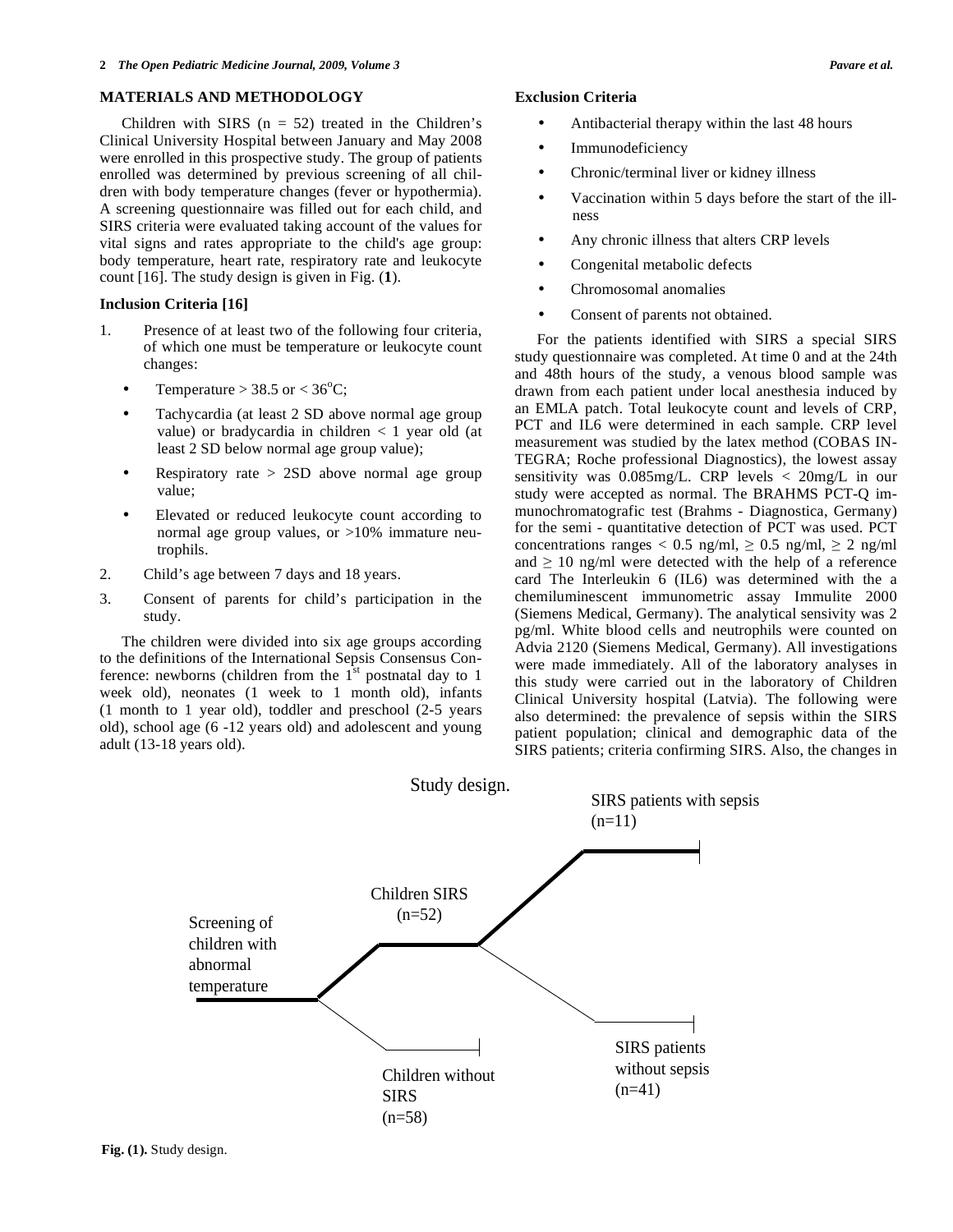## MATERIALS AND METHODOLOGY

Children with SIRS (n = 52) treated in the Children's Clinical University Hospital between January and May 2008 were enrolled in this prospective study. The group of patients enrolled was determined by previous screening of all children with body temperature changes (fever or hypothermia). A screening questionnaire was filled out for each child, and SIRS criteria were evaluated taking account of the values for vital signs and rates appropriate to the child's age group: body temperature, heart rate, respiratory rate and leukocyte count [16]. The study design is given in Fig. (**1**).

### Inclusion Criteria [16]

1. Presence of at least two of the following four criteria, of which one must be temperature or leukocyte count changes:
   - Temperature > 38.5 or < 36°C;
   - Tachycardia (at least 2 SD above normal age group value) or bradycardia in children < 1 year old (at least 2 SD below normal age group value);
   - Respiratory rate > 2SD above normal age group value;
   - Elevated or reduced leukocyte count according to normal age group values, or >10% immature neutrophils.
2. Child's age between 7 days and 18 years.
3. Consent of parents for child's participation in the study.

The children were divided into six age groups according to the definitions of the International Sepsis Consensus Conference: newborns (children from the 1st postnatal day to 1 week old), neonates (1 week to 1 month old), infants (1 month to 1 year old), toddler and preschool (2-5 years old), school age (6 -12 years old) and adolescent and young adult (13-18 years old).

### Exclusion Criteria

- Antibacterial therapy within the last 48 hours
- Immunodeficiency
- Chronic/terminal liver or kidney illness
- Vaccination within 5 days before the start of the illness
- Any chronic illness that alters CRP levels
- Congenital metabolic defects
- Chromosomal anomalies
- Consent of parents not obtained.

For the patients identified with SIRS a special SIRS study questionnaire was completed. At time 0 and at the 24th and 48th hours of the study, a venous blood sample was drawn from each patient under local anesthesia induced by an EMLA patch. Total leukocyte count and levels of CRP, PCT and IL6 were determined in each sample. CRP level measurement was studied by the latex method (COBAS INTEGRA; Roche professional Diagnostics), the lowest assay sensitivity was 0.085mg/L. CRP levels < 20mg/L in our study were accepted as normal. The BRAHMS PCT-Q immunochromatografic test (Brahms - Diagnostica, Germany) for the semi - quantitative detection of PCT was used. PCT concentrations ranges < 0.5 ng/ml, ≥ 0.5 ng/ml, ≥ 2 ng/ml and ≥ 10 ng/ml were detected with the help of a reference card The Interleukin 6 (IL6) was determined with the a chemiluminescent immunometric assay Immulite 2000 (Siemens Medical, Germany). The analytical sensitivity was 2 pg/ml. White blood cells and neutrophils were counted on Advia 2120 (Siemens Medical, Germany). All investigations were made immediately. All of the laboratory analyses in this study were carried out in the laboratory of Children Clinical University hospital (Latvia). The following were also determined: the prevalence of sepsis within the SIRS patient population; clinical and demographic data of the SIRS patients; criteria confirming SIRS. Also, the changes in

Study design.

Screening of children with abnormal temperature → Children SIRS (n=52) → SIRS patients with sepsis (n=11); SIRS patients without sepsis (n=41)

Screening of children with abnormal temperature → Children without SIRS (n=58)

**Fig. (1).** Study design.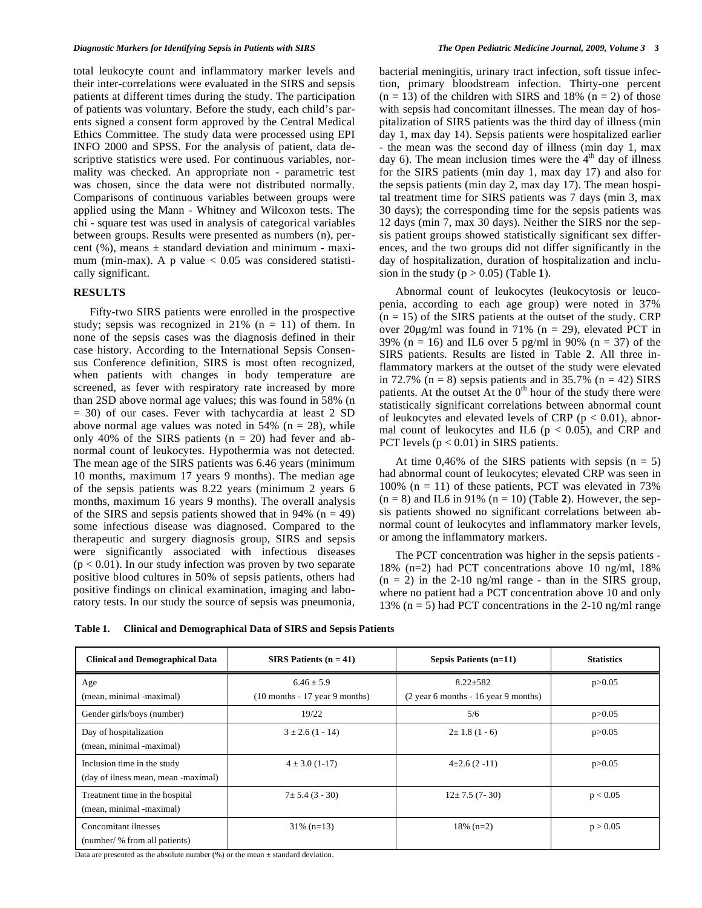total leukocyte count and inflammatory marker levels and their inter-correlations were evaluated in the SIRS and sepsis patients at different times during the study. The participation of patients was voluntary. Before the study, each child's parents signed a consent form approved by the Central Medical Ethics Committee. The study data were processed using EPI INFO 2000 and SPSS. For the analysis of patient, data descriptive statistics were used. For continuous variables, normality was checked. An appropriate non - parametric test was chosen, since the data were not distributed normally. Comparisons of continuous variables between groups were applied using the Mann - Whitney and Wilcoxon tests. The chi - square test was used in analysis of categorical variables between groups. Results were presented as numbers (n), percent (%), means ± standard deviation and minimum - maximum (min-max). A p value $< 0.05$ was considered statistically significant.

## RESULTS

Fifty-two SIRS patients were enrolled in the prospective study; sepsis was recognized in 21% (n = 11) of them. In none of the sepsis cases was the diagnosis defined in their case history. According to the International Sepsis Consensus Conference definition, SIRS is most often recognized, when patients with changes in body temperature are screened, as fever with respiratory rate increased by more than 2SD above normal age values; this was found in 58% (n = 30) of our cases. Fever with tachycardia at least 2 SD above normal age values was noted in 54% (n = 28), while only 40% of the SIRS patients (n = 20) had fever and abnormal count of leukocytes. Hypothermia was not detected. The mean age of the SIRS patients was 6.46 years (minimum 10 months, maximum 17 years 9 months). The median age of the sepsis patients was 8.22 years (minimum 2 years 6 months, maximum 16 years 9 months). The overall analysis of the SIRS and sepsis patients showed that in 94% (n = 49) some infectious disease was diagnosed. Compared to the therapeutic and surgery diagnosis group, SIRS and sepsis were significantly associated with infectious diseases ($p < 0.01$). In our study infection was proven by two separate positive blood cultures in 50% of sepsis patients, others had positive findings on clinical examination, imaging and laboratory tests. In our study the source of sepsis was pneumonia, bacterial meningitis, urinary tract infection, soft tissue infection, primary bloodstream infection. Thirty-one percent (n = 13) of the children with SIRS and 18% (n = 2) of those with sepsis had concomitant illnesses. The mean day of hospitalization of SIRS patients was the third day of illness (min day 1, max day 14). Sepsis patients were hospitalized earlier - the mean was the second day of illness (min day 1, max day 6). The mean inclusion times were the 4[th] day of illness for the SIRS patients (min day 1, max day 17) and also for the sepsis patients (min day 2, max day 17). The mean hospital treatment time for SIRS patients was 7 days (min 3, max 30 days); the corresponding time for the sepsis patients was 12 days (min 7, max 30 days). Neither the SIRS nor the sepsis patient groups showed statistically significant sex differences, and the two groups did not differ significantly in the day of hospitalization, duration of hospitalization and inclusion in the study ($p > 0.05$) (Table **1**).

Abnormal count of leukocytes (leukocytosis or leucopenia, according to each age group) were noted in 37% (n = 15) of the SIRS patients at the outset of the study. CRP over 20μg/ml was found in 71% (n = 29), elevated PCT in 39% (n = 16) and IL6 over 5 pg/ml in 90% (n = 37) of the SIRS patients. Results are listed in Table **2**. All three inflammatory markers at the outset of the study were elevated in 72.7% (n = 8) sepsis patients and in 35.7% (n = 42) SIRS patients. At the outset At the 0[th] hour of the study there were statistically significant correlations between abnormal count of leukocytes and elevated levels of CRP ($p < 0.01$), abnormal count of leukocytes and IL6 ($p < 0.05$), and CRP and PCT levels ($p < 0.01$) in SIRS patients.

At time 0,46% of the SIRS patients with sepsis (n = 5) had abnormal count of leukocytes; elevated CRP was seen in 100% (n = 11) of these patients, PCT was elevated in 73% (n = 8) and IL6 in 91% (n = 10) (Table **2**). However, the sepsis patients showed no significant correlations between abnormal count of leukocytes and inflammatory marker levels, or among the inflammatory markers.

The PCT concentration was higher in the sepsis patients - 18% (n=2) had PCT concentrations above 10 ng/ml, 18% (n = 2) in the 2-10 ng/ml range - than in the SIRS group, where no patient had a PCT concentration above 10 and only 13% (n = 5) had PCT concentrations in the 2-10 ng/ml range

**Table 1. Clinical and Demographical Data of SIRS and Sepsis Patients**

| Clinical and Demographical Data | SIRS Patients (n = 41) | Sepsis Patients (n=11) | Statistics |
|---|---|---|---|
| Age (mean, minimal -maximal) | 6.46 ± 5.9 (10 months - 17 year 9 months) | 8.22±582 (2 year 6 months - 16 year 9 months) | p>0.05 |
| Gender girls/boys (number) | 19/22 | 5/6 | p>0.05 |
| Day of hospitalization (mean, minimal -maximal) | 3 ± 2.6 (1 - 14) | 2± 1.8 (1 - 6) | p>0.05 |
| Inclusion time in the study (day of ilness mean, mean -maximal) | 4 ± 3.0 (1-17) | 4±2.6 (2 -11) | p>0.05 |
| Treatment time in the hospital (mean, minimal -maximal) | 7± 5.4 (3 - 30) | 12± 7.5 (7- 30) | p < 0.05 |
| Concomitant ilnesses (number/ % from all patients) | 31% (n=13) | 18% (n=2) | p > 0.05 |

Data are presented as the absolute number (%) or the mean ± standard deviation.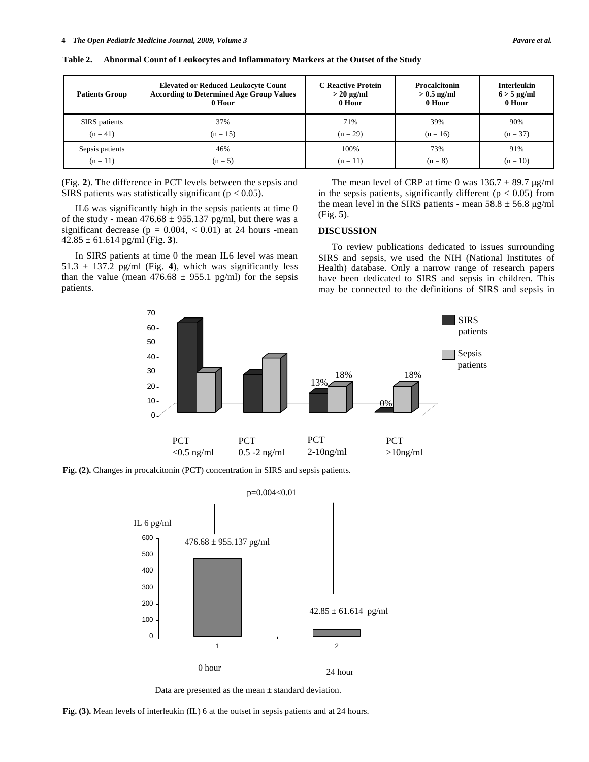**Table 2. Abnormal Count of Leukocytes and Inflammatory Markers at the Outset of the Study**

| Patients Group | Elevated or Reduced Leukocyte Count According to Determined Age Group Values 0 Hour | C Reactive Protein > 20 µg/ml 0 Hour | Procalcitonin > 0.5 ng/ml 0 Hour | Interleukin 6 > 5 µg/ml 0 Hour |
|---|---|---|---|---|
| SIRS patients (n = 41) | 37% (n = 15) | 71% (n = 29) | 39% (n = 16) | 90% (n = 37) |
| Sepsis patients (n = 11) | 46% (n = 5) | 100% (n = 11) | 73% (n = 8) | 91% (n = 10) |

(Fig. **2**). The difference in PCT levels between the sepsis and SIRS patients was statistically significant ($p < 0.05$).

IL6 was significantly high in the sepsis patients at time 0 of the study - mean $476.68 \pm 955.137$ pg/ml, but there was a significant decrease ($p = 0.004$, $< 0.01$) at 24 hours -mean $42.85 \pm 61.614$ pg/ml (Fig. **3**).

In SIRS patients at time 0 the mean IL6 level was mean $51.3 \pm 137.2$ pg/ml (Fig. **4**), which was significantly less than the value (mean $476.68 \pm 955.1$ pg/ml) for the sepsis patients.

The mean level of CRP at time 0 was $136.7 \pm 89.7$ µg/ml in the sepsis patients, significantly different ($p < 0.05$) from the mean level in the SIRS patients - mean $58.8 \pm 56.8$ µg/ml (Fig. **5**).

## DISCUSSION

To review publications dedicated to issues surrounding SIRS and sepsis, we used the NIH (National Institutes of Health) database. Only a narrow range of research papers have been dedicated to SIRS and sepsis in children. This may be connected to the definitions of SIRS and sepsis in

**Fig. (2).** Changes in procalcitonin (PCT) concentration in SIRS and sepsis patients.

Data are presented as the mean ± standard deviation.

**Fig. (3).** Mean levels of interleukin (IL) 6 at the outset in sepsis patients and at 24 hours.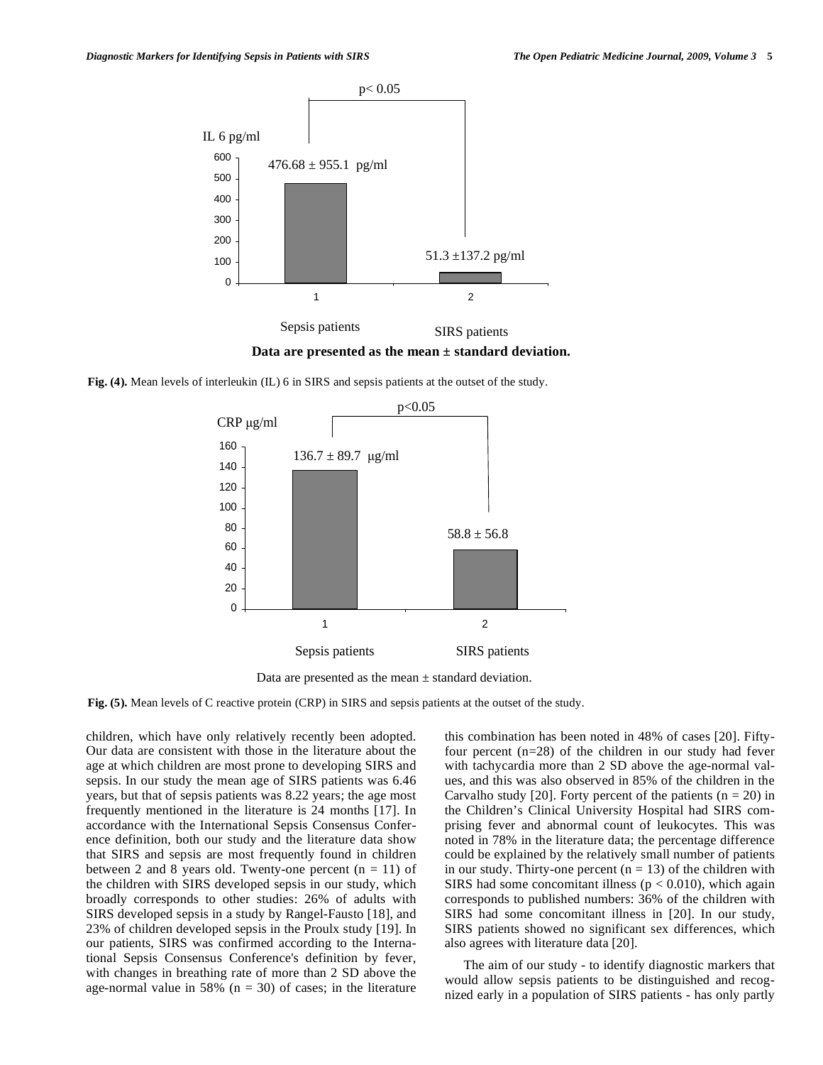Data are presented as the mean ± standard deviation.

**Fig. (4).** Mean levels of interleukin (IL) 6 in SIRS and sepsis patients at the outset of the study.

Data are presented as the mean ± standard deviation.

**Fig. (5).** Mean levels of C reactive protein (CRP) in SIRS and sepsis patients at the outset of the study.

children, which have only relatively recently been adopted. Our data are consistent with those in the literature about the age at which children are most prone to developing SIRS and sepsis. In our study the mean age of SIRS patients was 6.46 years, but that of sepsis patients was 8.22 years; the age most frequently mentioned in the literature is 24 months [17]. In accordance with the International Sepsis Consensus Conference definition, both our study and the literature data show that SIRS and sepsis are most frequently found in children between 2 and 8 years old. Twenty-one percent ($n = 11$) of the children with SIRS developed sepsis in our study, which broadly corresponds to other studies: 26% of adults with SIRS developed sepsis in a study by Rangel-Fausto [18], and 23% of children developed sepsis in the Proulx study [19]. In our patients, SIRS was confirmed according to the International Sepsis Consensus Conference's definition by fever, with changes in breathing rate of more than 2 SD above the age-normal value in 58% ($n = 30$) of cases; in the literature this combination has been noted in 48% of cases [20]. Fifty-four percent (n=28) of the children in our study had fever with tachycardia more than 2 SD above the age-normal values, and this was also observed in 85% of the children in the Carvalho study [20]. Forty percent of the patients ($n = 20$) in the Children's Clinical University Hospital had SIRS comprising fever and abnormal count of leukocytes. This was noted in 78% in the literature data; the percentage difference could be explained by the relatively small number of patients in our study. Thirty-one percent ($n = 13$) of the children with SIRS had some concomitant illness ($p < 0.010$), which again corresponds to published numbers: 36% of the children with SIRS had some concomitant illness in [20]. In our study, SIRS patients showed no significant sex differences, which also agrees with literature data [20].

The aim of our study - to identify diagnostic markers that would allow sepsis patients to be distinguished and recognized early in a population of SIRS patients - has only partly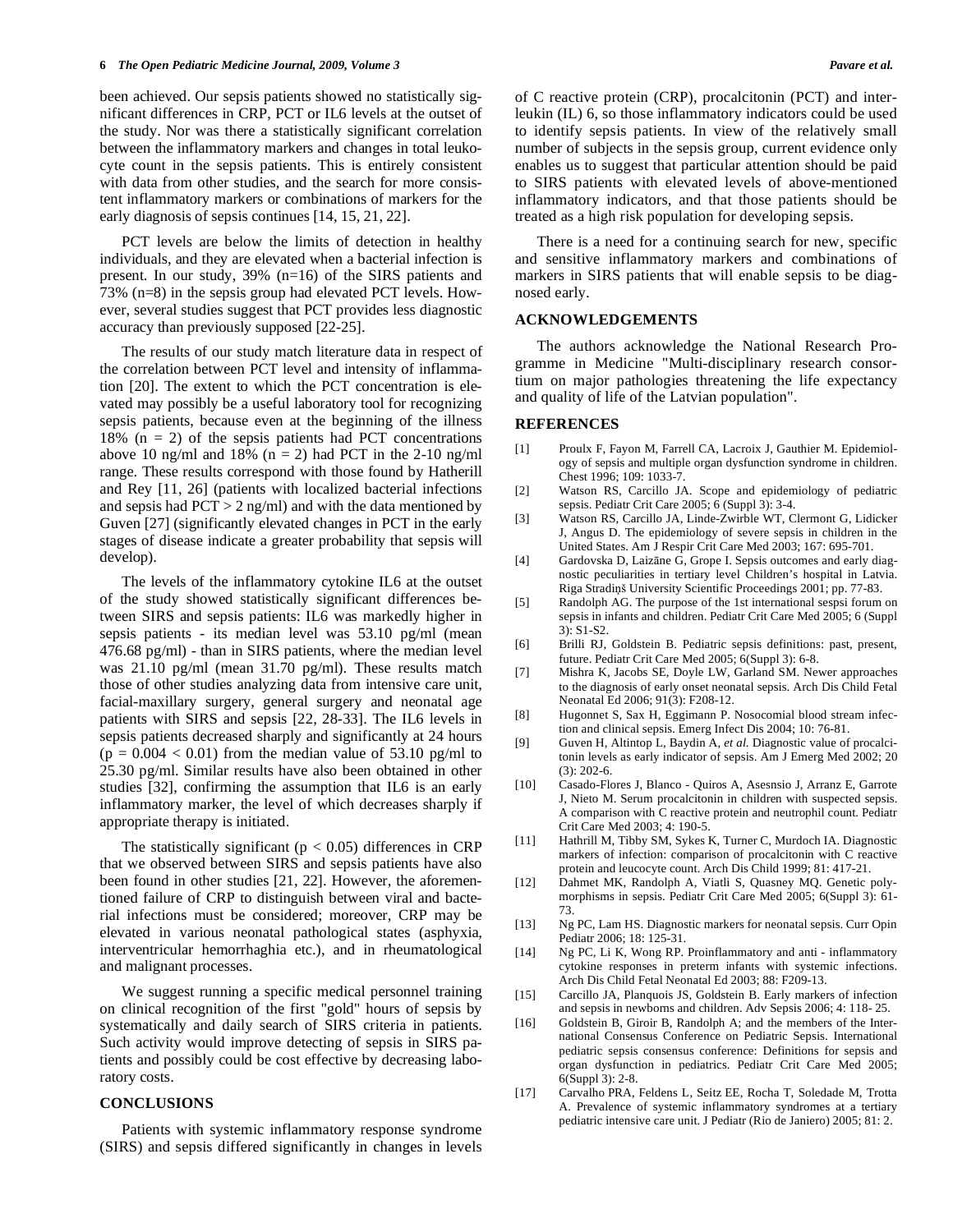been achieved. Our sepsis patients showed no statistically significant differences in CRP, PCT or IL6 levels at the outset of the study. Nor was there a statistically significant correlation between the inflammatory markers and changes in total leukocyte count in the sepsis patients. This is entirely consistent with data from other studies, and the search for more consistent inflammatory markers or combinations of markers for the early diagnosis of sepsis continues [14, 15, 21, 22].

PCT levels are below the limits of detection in healthy individuals, and they are elevated when a bacterial infection is present. In our study, 39% (n=16) of the SIRS patients and 73% (n=8) in the sepsis group had elevated PCT levels. However, several studies suggest that PCT provides less diagnostic accuracy than previously supposed [22-25].

The results of our study match literature data in respect of the correlation between PCT level and intensity of inflammation [20]. The extent to which the PCT concentration is elevated may possibly be a useful laboratory tool for recognizing sepsis patients, because even at the beginning of the illness 18% (n = 2) of the sepsis patients had PCT concentrations above 10 ng/ml and 18% (n = 2) had PCT in the 2-10 ng/ml range. These results correspond with those found by Hatherill and Rey [11, 26] (patients with localized bacterial infections and sepsis had PCT > 2 ng/ml) and with the data mentioned by Guven [27] (significantly elevated changes in PCT in the early stages of disease indicate a greater probability that sepsis will develop).

The levels of the inflammatory cytokine IL6 at the outset of the study showed statistically significant differences between SIRS and sepsis patients: IL6 was markedly higher in sepsis patients - its median level was 53.10 pg/ml (mean 476.68 pg/ml) - than in SIRS patients, where the median level was 21.10 pg/ml (mean 31.70 pg/ml). These results match those of other studies analyzing data from intensive care unit, facial-maxillary surgery, general surgery and neonatal age patients with SIRS and sepsis [22, 28-33]. The IL6 levels in sepsis patients decreased sharply and significantly at 24 hours ($p = 0.004 < 0.01$) from the median value of 53.10 pg/ml to 25.30 pg/ml. Similar results have also been obtained in other studies [32], confirming the assumption that IL6 is an early inflammatory marker, the level of which decreases sharply if appropriate therapy is initiated.

The statistically significant ($p < 0.05$) differences in CRP that we observed between SIRS and sepsis patients have also been found in other studies [21, 22]. However, the aforementioned failure of CRP to distinguish between viral and bacterial infections must be considered; moreover, CRP may be elevated in various neonatal pathological states (asphyxia, interventricular hemorrhaghia etc.), and in rheumatological and malignant processes.

We suggest running a specific medical personnel training on clinical recognition of the first "gold" hours of sepsis by systematically and daily search of SIRS criteria in patients. Such activity would improve detecting of sepsis in SIRS patients and possibly could be cost effective by decreasing laboratory costs.

## CONCLUSIONS

Patients with systemic inflammatory response syndrome (SIRS) and sepsis differed significantly in changes in levels of C reactive protein (CRP), procalcitonin (PCT) and interleukin (IL) 6, so those inflammatory indicators could be used to identify sepsis patients. In view of the relatively small number of subjects in the sepsis group, current evidence only enables us to suggest that particular attention should be paid to SIRS patients with elevated levels of above-mentioned inflammatory indicators, and that those patients should be treated as a high risk population for developing sepsis.

There is a need for a continuing search for new, specific and sensitive inflammatory markers and combinations of markers in SIRS patients that will enable sepsis to be diagnosed early.

## ACKNOWLEDGEMENTS

The authors acknowledge the National Research Programme in Medicine "Multi-disciplinary research consortium on major pathologies threatening the life expectancy and quality of life of the Latvian population".

## REFERENCES

[1] Proulx F, Fayon M, Farrell CA, Lacroix J, Gauthier M. Epidemiology of sepsis and multiple organ dysfunction syndrome in children. Chest 1996; 109: 1033-7.

[2] Watson RS, Carcillo JA. Scope and epidemiology of pediatric sepsis. Pediatr Crit Care 2005; 6 (Suppl 3): 3-4.

[3] Watson RS, Carcillo JA, Linde-Zwirble WT, Clermont G, Lidicker J, Angus D. The epidemiology of severe sepsis in children in the United States. Am J Respir Crit Care Med 2003; 167: 695-701.

[4] Gardovska D, Laizāne G, Grope I. Sepsis outcomes and early diagnostic peculiarities in tertiary level Children's hospital in Latvia. Riga Stradiņš University Scientific Proceedings 2001; pp. 77-83.

[5] Randolph AG. The purpose of the 1st international sespsi forum on sepsis in infants and children. Pediatr Crit Care Med 2005; 6 (Suppl 3): S1-S2.

[6] Brilli RJ, Goldstein B. Pediatric sepsis definitions: past, present, future. Pediatr Crit Care Med 2005; 6(Suppl 3): 6-8.

[7] Mishra K, Jacobs SE, Doyle LW, Garland SM. Newer approaches to the diagnosis of early onset neonatal sepsis. Arch Dis Child Fetal Neonatal Ed 2006; 91(3): F208-12.

[8] Hugonnet S, Sax H, Eggimann P. Nosocomial blood stream infection and clinical sepsis. Emerg Infect Dis 2004; 10: 76-81.

[9] Guven H, Altintop L, Baydin A, *et al.* Diagnostic value of procalcitonin levels as early indicator of sepsis. Am J Emerg Med 2002; 20 (3): 202-6.

[10] Casado-Flores J, Blanco - Quiros A, Asesnsio J, Arranz E, Garrote J, Nieto M. Serum procalcitonin in children with suspected sepsis. A comparison with C reactive protein and neutrophil count. Pediatr Crit Care Med 2003; 4: 190-5.

[11] Hathrill M, Tibby SM, Sykes K, Turner C, Murdoch IA. Diagnostic markers of infection: comparison of procalcitonin with C reactive protein and leucocyte count. Arch Dis Child 1999; 81: 417-21.

[12] Dahmet MK, Randolph A, Viatli S, Quasney MQ. Genetic polymorphisms in sepsis. Pediatr Crit Care Med 2005; 6(Suppl 3): 61-73.

[13] Ng PC, Lam HS. Diagnostic markers for neonatal sepsis. Curr Opin Pediatr 2006; 18: 125-31.

[14] Ng PC, Li K, Wong RP. Proinflammatory and anti - inflammatory cytokine responses in preterm infants with systemic infections. Arch Dis Child Fetal Neonatal Ed 2003; 88: F209-13.

[15] Carcillo JA, Planquois JS, Goldstein B. Early markers of infection and sepsis in newborns and children. Adv Sepsis 2006; 4: 118- 25.

[16] Goldstein B, Giroir B, Randolph A; and the members of the International Consensus Conference on Pediatric Sepsis. International pediatric sepsis consensus conference: Definitions for sepsis and organ dysfunction in pediatrics. Pediatr Crit Care Med 2005; 6(Suppl 3): 2-8.

[17] Carvalho PRA, Feldens L, Seitz EE, Rocha T, Soledade M, Trotta A. Prevalence of systemic inflammatory syndromes at a tertiary pediatric intensive care unit. J Pediatr (Rio de Janiero) 2005; 81: 2.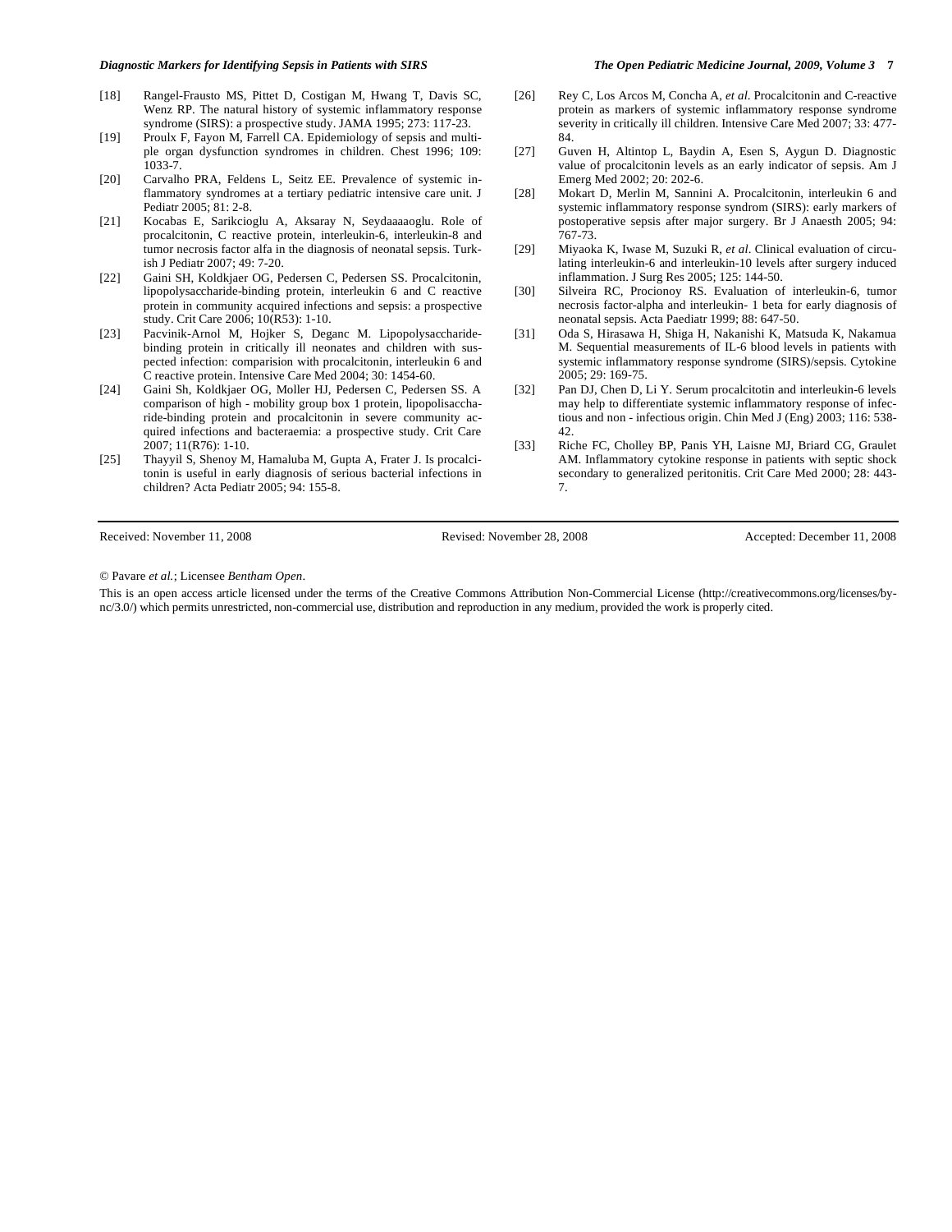[18] Rangel-Frausto MS, Pittet D, Costigan M, Hwang T, Davis SC, Wenz RP. The natural history of systemic inflammatory response syndrome (SIRS): a prospective study. JAMA 1995; 273: 117-23.

[19] Proulx F, Fayon M, Farrell CA. Epidemiology of sepsis and multiple organ dysfunction syndromes in children. Chest 1996; 109: 1033-7.

[20] Carvalho PRA, Feldens L, Seitz EE. Prevalence of systemic inflammatory syndromes at a tertiary pediatric intensive care unit. J Pediatr 2005; 81: 2-8.

[21] Kocabas E, Sarikcioglu A, Aksaray N, Seydaaaaoglu. Role of procalcitonin, C reactive protein, interleukin-6, interleukin-8 and tumor necrosis factor alfa in the diagnosis of neonatal sepsis. Turkish J Pediatr 2007; 49: 7-20.

[22] Gaini SH, Koldkjaer OG, Pedersen C, Pedersen SS. Procalcitonin, lipopolysaccharide-binding protein, interleukin 6 and C reactive protein in community acquired infections and sepsis: a prospective study. Crit Care 2006; 10(R53): 1-10.

[23] Pacvinik-Arnol M, Hojker S, Deganc M. Lipopolysaccharide-binding protein in critically ill neonates and children with suspected infection: comparision with procalcitonin, interleukin 6 and C reactive protein. Intensive Care Med 2004; 30: 1454-60.

[24] Gaini Sh, Koldkjaer OG, Moller HJ, Pedersen C, Pedersen SS. A comparison of high - mobility group box 1 protein, lipopolisaccharide-binding protein and procalcitonin in severe community acquired infections and bacteraemia: a prospective study. Crit Care 2007; 11(R76): 1-10.

[25] Thayyil S, Shenoy M, Hamaluba M, Gupta A, Frater J. Is procalcitonin is useful in early diagnosis of serious bacterial infections in children? Acta Pediatr 2005; 94: 155-8.

[26] Rey C, Los Arcos M, Concha A, *et al*. Procalcitonin and C-reactive protein as markers of systemic inflammatory response syndrome severity in critically ill children. Intensive Care Med 2007; 33: 477-84.

[27] Guven H, Altintop L, Baydin A, Esen S, Aygun D. Diagnostic value of procalcitonin levels as an early indicator of sepsis. Am J Emerg Med 2002; 20: 202-6.

[28] Mokart D, Merlin M, Sannini A. Procalcitonin, interleukin 6 and systemic inflammatory response syndrom (SIRS): early markers of postoperative sepsis after major surgery. Br J Anaesth 2005; 94: 767-73.

[29] Miyaoka K, Iwase M, Suzuki R, *et al*. Clinical evaluation of circulating interleukin-6 and interleukin-10 levels after surgery induced inflammation. J Surg Res 2005; 125: 144-50.

[30] Silveira RC, Procionoy RS. Evaluation of interleukin-6, tumor necrosis factor-alpha and interleukin- 1 beta for early diagnosis of neonatal sepsis. Acta Paediatr 1999; 88: 647-50.

[31] Oda S, Hirasawa H, Shiga H, Nakanishi K, Matsuda K, Nakamua M. Sequential measurements of IL-6 blood levels in patients with systemic inflammatory response syndrome (SIRS)/sepsis. Cytokine 2005; 29: 169-75.

[32] Pan DJ, Chen D, Li Y. Serum procalcitotin and interleukin-6 levels may help to differentiate systemic inflammatory response of infectious and non - infectious origin. Chin Med J (Eng) 2003; 116: 538-42.

[33] Riche FC, Cholley BP, Panis YH, Laisne MJ, Briard CG, Graulet AM. Inflammatory cytokine response in patients with septic shock secondary to generalized peritonitis. Crit Care Med 2000; 28: 443-7.

Received: November 11, 2008 Revised: November 28, 2008 Accepted: December 11, 2008

© Pavare *et al.*; Licensee *Bentham Open*.

This is an open access article licensed under the terms of the Creative Commons Attribution Non-Commercial License (http://creativecommons.org/licenses/by-nc/3.0/) which permits unrestricted, non-commercial use, distribution and reproduction in any medium, provided the work is properly cited.